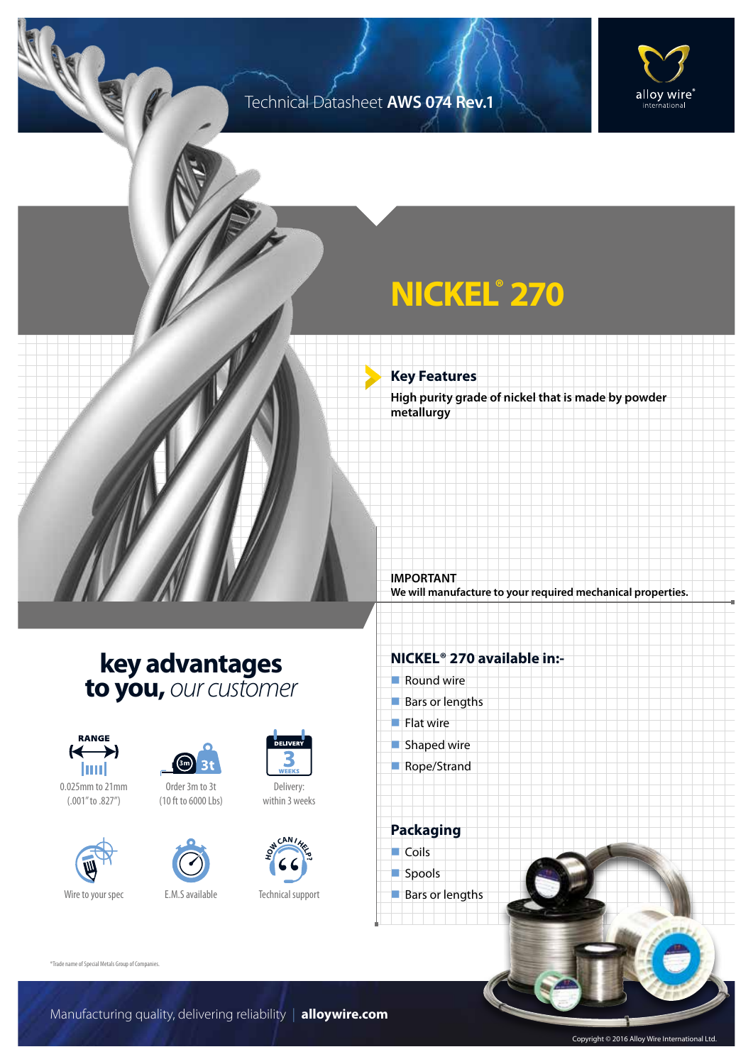Technical Datasheet **AWS 074 Rev.1**

# NICKEL® 270

## Key Features

**High purity grade of nickel that is made by powder metallurgy**

**IMPORTANT**

**We will manufacture to your required mechanical properties.**

## key advantages to you, *our customer*

- RANGE: 0.025mm to 21mm (.001" to .827")
- Order 3m to 3t (10 ft to 6000 Lbs)
- Delivery: within 3 weeks
- Wire to your spec
- E.M.S available
- Technical support

## NICKEL® 270 available in:-

- Round wire
- Bars or lengths
- Flat wire
- Shaped wire
- Rope/Strand

## Packaging

- Coils
- Spools
- Bars or lengths

*Trade name of Special Metals Group of Companies.

Manufacturing quality, delivering reliability | **alloywire.com**

Copyright © 2016 Alloy Wire International Ltd.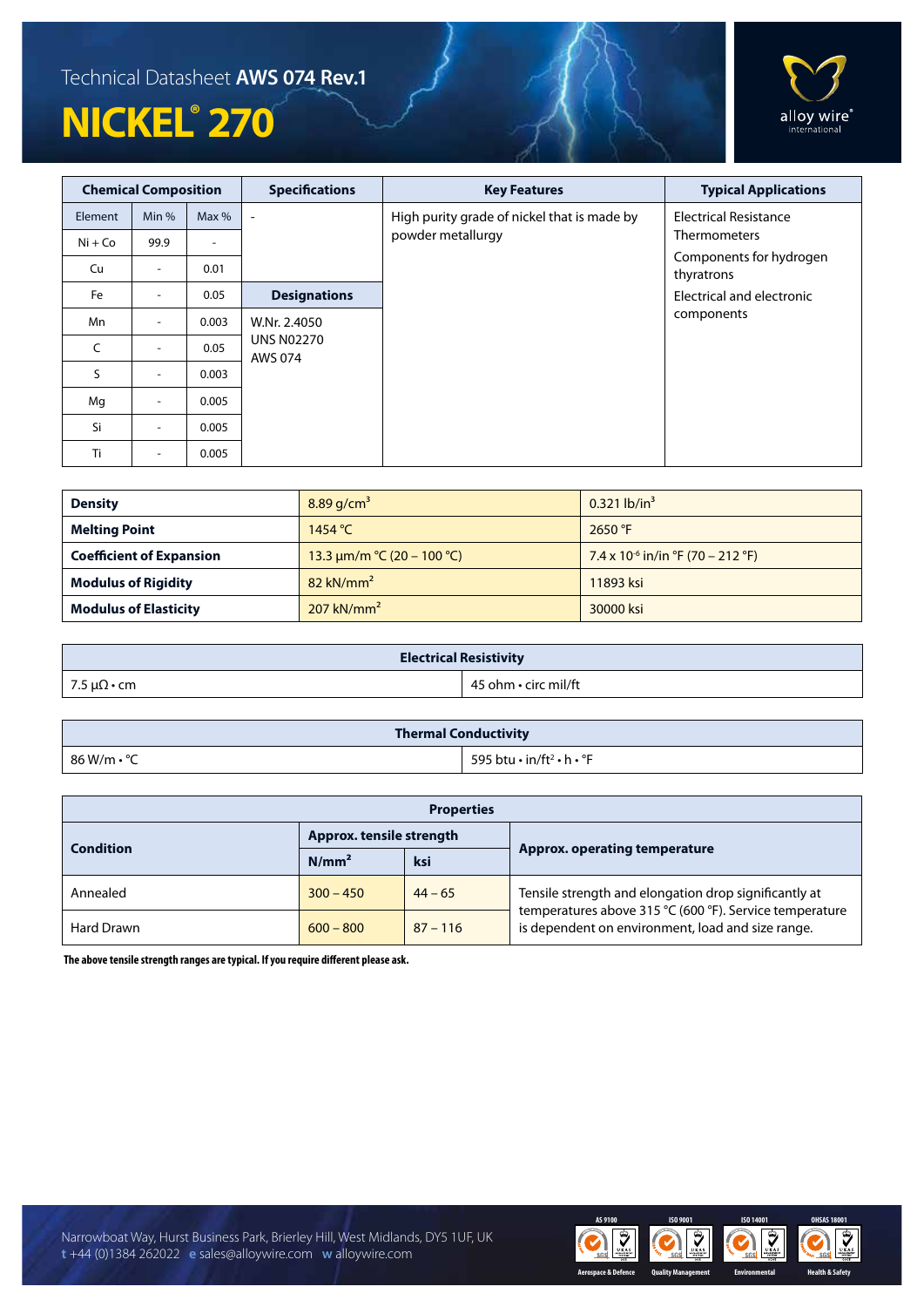Technical Datasheet **AWS 074 Rev.1**

# NICKEL® 270

| Chemical Composition | | | Specifications | Key Features | Typical Applications |
|---|---|---|---|---|---|
| Element | Min % | Max % | - | High purity grade of nickel that is made by powder metallurgy | Electrical Resistance Thermometers |
| Ni + Co | 99.9 | - | | | Components for hydrogen thyratrons |
| Cu | - | 0.01 | | | Electrical and electronic components |
| Fe | - | 0.05 | **Designations** | | |
| Mn | - | 0.003 | W.Nr. 2.4050<br>UNS N02270<br>AWS 074 | | |
| C | - | 0.05 | | | |
| S | - | 0.003 | | | |
| Mg | - | 0.005 | | | |
| Si | - | 0.005 | | | |
| Ti | - | 0.005 | | | |

| | | |
|---|---|---|
| **Density** | 8.89 g/cm³ | 0.321 lb/in³ |
| **Melting Point** | 1454 °C | 2650 °F |
| **Coefficient of Expansion** | 13.3 µm/m °C (20 – 100 °C) | 7.4 x $10^{-6}$ in/in °F (70 – 212 °F) |
| **Modulus of Rigidity** | 82 kN/mm² | 11893 ksi |
| **Modulus of Elasticity** | 207 kN/mm² | 30000 ksi |

| Electrical Resistivity | |
|---|---|
| 7.5 µΩ • cm | 45 ohm • circ mil/ft |

| Thermal Conductivity | |
|---|---|
| 86 W/m • °C | 595 btu • in/ft² • h • °F |

| Properties | | | |
|---|---|---|---|
| **Condition** | **Approx. tensile strength** | | **Approx. operating temperature** |
| | **N/mm²** | **ksi** | |
| Annealed | 300 – 450 | 44 – 65 | Tensile strength and elongation drop significantly at temperatures above 315 °C (600 °F). Service temperature is dependent on environment, load and size range. |
| Hard Drawn | 600 – 800 | 87 – 116 | |

**The above tensile strength ranges are typical. If you require different please ask.**

Narrowboat Way, Hurst Business Park, Brierley Hill, West Midlands, DY5 1UF, UK
t +44 (0)1384 262022 e sales@alloywire.com w alloywire.com

AS 9100 Aerospace & Defence · ISO 9001 Quality Management · ISO 14001 Environmental · OHSAS 18001 Health & Safety